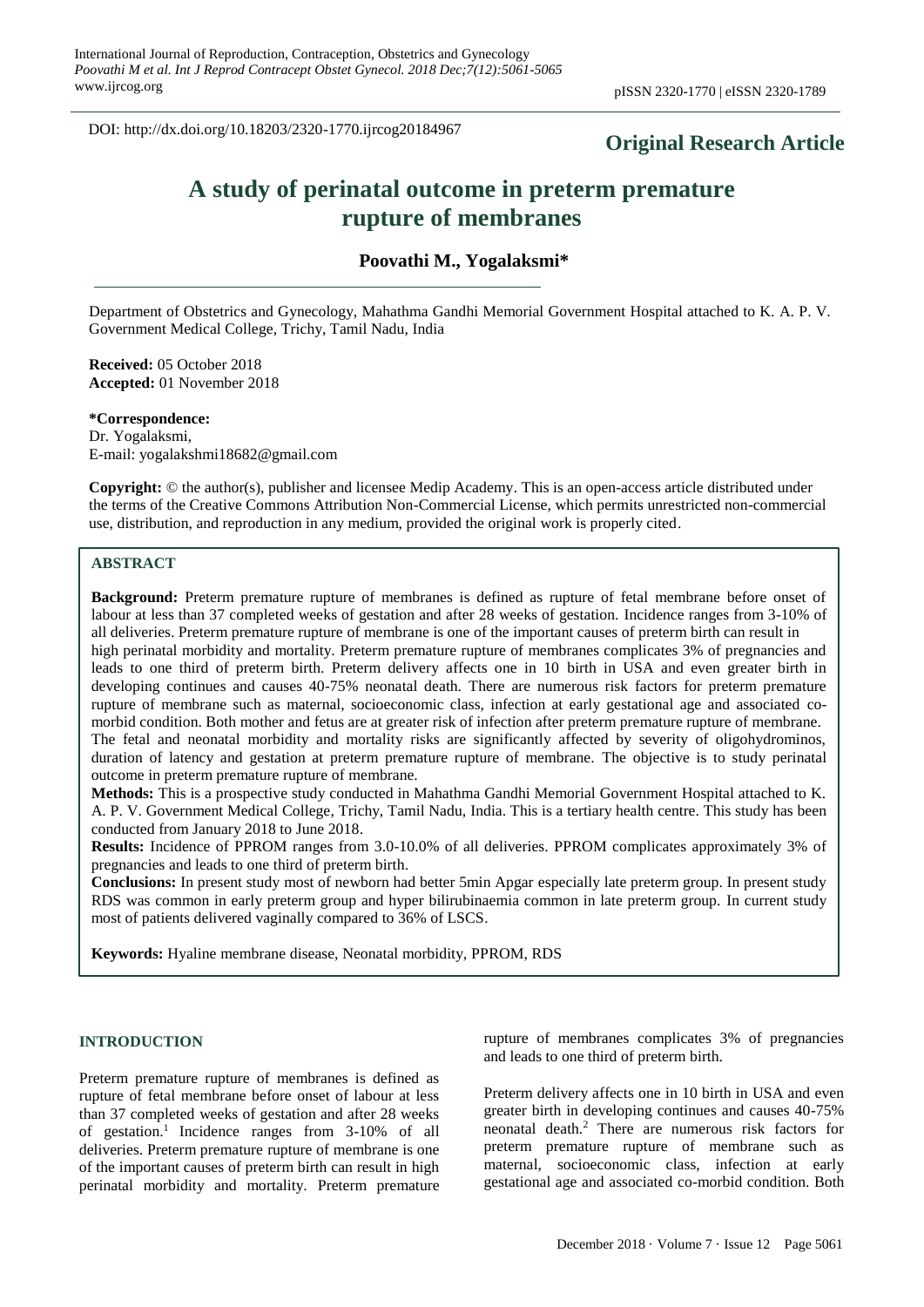DOI: http://dx.doi.org/10.18203/2320-1770.ijrcog20184967

**Original Research Article**

# A study of perinatal outcome in preterm premature rupture of membranes

**Poovathi M., Yogalaksmi***

Department of Obstetrics and Gynecology, Mahathma Gandhi Memorial Government Hospital attached to K. A. P. V. Government Medical College, Trichy, Tamil Nadu, India

**Received:** 05 October 2018
**Accepted:** 01 November 2018

**\*Correspondence:**
Dr. Yogalaksmi,
E-mail: yogalakshmi18682@gmail.com

**Copyright:** © the author(s), publisher and licensee Medip Academy. This is an open-access article distributed under the terms of the Creative Commons Attribution Non-Commercial License, which permits unrestricted non-commercial use, distribution, and reproduction in any medium, provided the original work is properly cited.

## ABSTRACT

**Background:** Preterm premature rupture of membranes is defined as rupture of fetal membrane before onset of labour at less than 37 completed weeks of gestation and after 28 weeks of gestation. Incidence ranges from 3-10% of all deliveries. Preterm premature rupture of membrane is one of the important causes of preterm birth can result in high perinatal morbidity and mortality. Preterm premature rupture of membranes complicates 3% of pregnancies and leads to one third of preterm birth. Preterm delivery affects one in 10 birth in USA and even greater birth in developing continues and causes 40-75% neonatal death. There are numerous risk factors for preterm premature rupture of membrane such as maternal, socioeconomic class, infection at early gestational age and associated co-morbid condition. Both mother and fetus are at greater risk of infection after preterm premature rupture of membrane. The fetal and neonatal morbidity and mortality risks are significantly affected by severity of oligohydrominos, duration of latency and gestation at preterm premature rupture of membrane. The objective is to study perinatal outcome in preterm premature rupture of membrane.

**Methods:** This is a prospective study conducted in Mahathma Gandhi Memorial Government Hospital attached to K. A. P. V. Government Medical College, Trichy, Tamil Nadu, India. This is a tertiary health centre. This study has been conducted from January 2018 to June 2018.

**Results:** Incidence of PPROM ranges from 3.0-10.0% of all deliveries. PPROM complicates approximately 3% of pregnancies and leads to one third of preterm birth.

**Conclusions:** In present study most of newborn had better 5min Apgar especially late preterm group. In present study RDS was common in early preterm group and hyper bilirubinaemia common in late preterm group. In current study most of patients delivered vaginally compared to 36% of LSCS.

**Keywords:** Hyaline membrane disease, Neonatal morbidity, PPROM, RDS

## INTRODUCTION

Preterm premature rupture of membranes is defined as rupture of fetal membrane before onset of labour at less than 37 completed weeks of gestation and after 28 weeks of gestation.[1] Incidence ranges from 3-10% of all deliveries. Preterm premature rupture of membrane is one of the important causes of preterm birth can result in high perinatal morbidity and mortality. Preterm premature rupture of membranes complicates 3% of pregnancies and leads to one third of preterm birth.

Preterm delivery affects one in 10 birth in USA and even greater birth in developing continues and causes 40-75% neonatal death.[2] There are numerous risk factors for preterm premature rupture of membrane such as maternal, socioeconomic class, infection at early gestational age and associated co-morbid condition. Both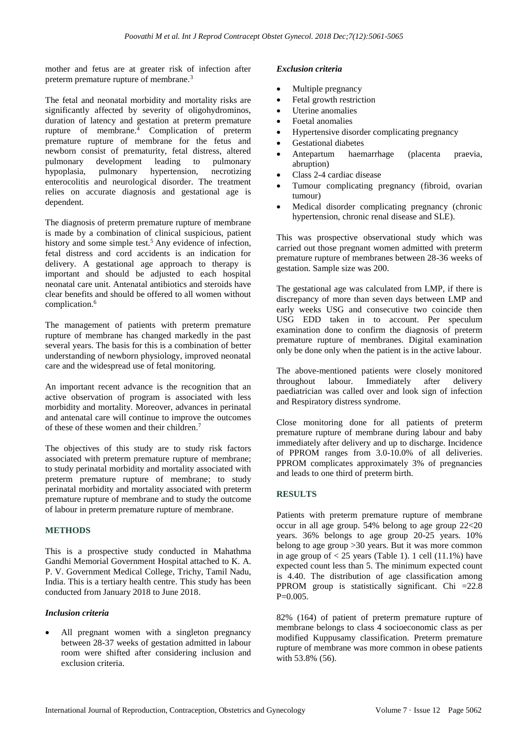mother and fetus are at greater risk of infection after preterm premature rupture of membrane.[3]

The fetal and neonatal morbidity and mortality risks are significantly affected by severity of oligohydrominos, duration of latency and gestation at preterm premature rupture of membrane.[4] Complication of preterm premature rupture of membrane for the fetus and newborn consist of prematurity, fetal distress, altered pulmonary development leading to pulmonary hypoplasia, pulmonary hypertension, necrotizing enterocolitis and neurological disorder. The treatment relies on accurate diagnosis and gestational age is dependent.

The diagnosis of preterm premature rupture of membrane is made by a combination of clinical suspicious, patient history and some simple test.[5] Any evidence of infection, fetal distress and cord accidents is an indication for delivery. A gestational age approach to therapy is important and should be adjusted to each hospital neonatal care unit. Antenatal antibiotics and steroids have clear benefits and should be offered to all women without complication.[6]

The management of patients with preterm premature rupture of membrane has changed markedly in the past several years. The basis for this is a combination of better understanding of newborn physiology, improved neonatal care and the widespread use of fetal monitoring.

An important recent advance is the recognition that an active observation of program is associated with less morbidity and mortality. Moreover, advances in perinatal and antenatal care will continue to improve the outcomes of these of these women and their children.[7]

The objectives of this study are to study risk factors associated with preterm premature rupture of membrane; to study perinatal morbidity and mortality associated with preterm premature rupture of membrane; to study perinatal morbidity and mortality associated with preterm premature rupture of membrane and to study the outcome of labour in preterm premature rupture of membrane.

## METHODS

This is a prospective study conducted in Mahathma Gandhi Memorial Government Hospital attached to K. A. P. V. Government Medical College, Trichy, Tamil Nadu, India. This is a tertiary health centre. This study has been conducted from January 2018 to June 2018.

### *Inclusion criteria*

- All pregnant women with a singleton pregnancy between 28-37 weeks of gestation admitted in labour room were shifted after considering inclusion and exclusion criteria.

### *Exclusion criteria*

- Multiple pregnancy
- Fetal growth restriction
- Uterine anomalies
- Foetal anomalies
- Hypertensive disorder complicating pregnancy
- Gestational diabetes
- Antepartum haemarrhage (placenta praevia, abruption)
- Class 2-4 cardiac disease
- Tumour complicating pregnancy (fibroid, ovarian tumour)
- Medical disorder complicating pregnancy (chronic hypertension, chronic renal disease and SLE).

This was prospective observational study which was carried out those pregnant women admitted with preterm premature rupture of membranes between 28-36 weeks of gestation. Sample size was 200.

The gestational age was calculated from LMP, if there is discrepancy of more than seven days between LMP and early weeks USG and consecutive two coincide then USG EDD taken in to account. Per speculum examination done to confirm the diagnosis of preterm premature rupture of membranes. Digital examination only be done only when the patient is in the active labour.

The above-mentioned patients were closely monitored throughout labour. Immediately after delivery paediatrician was called over and look sign of infection and Respiratory distress syndrome.

Close monitoring done for all patients of preterm premature rupture of membrane during labour and baby immediately after delivery and up to discharge. Incidence of PPROM ranges from 3.0-10.0% of all deliveries. PPROM complicates approximately 3% of pregnancies and leads to one third of preterm birth.

## RESULTS

Patients with preterm premature rupture of membrane occur in all age group. 54% belong to age group 22<20 years. 36% belongs to age group 20-25 years. 10% belong to age group >30 years. But it was more common in age group of < 25 years (Table 1). 1 cell (11.1%) have expected count less than 5. The minimum expected count is 4.40. The distribution of age classification among PPROM group is statistically significant. Chi =22.8 P=0.005.

82% (164) of patient of preterm premature rupture of membrane belongs to class 4 socioeconomic class as per modified Kuppusamy classification. Preterm premature rupture of membrane was more common in obese patients with 53.8% (56).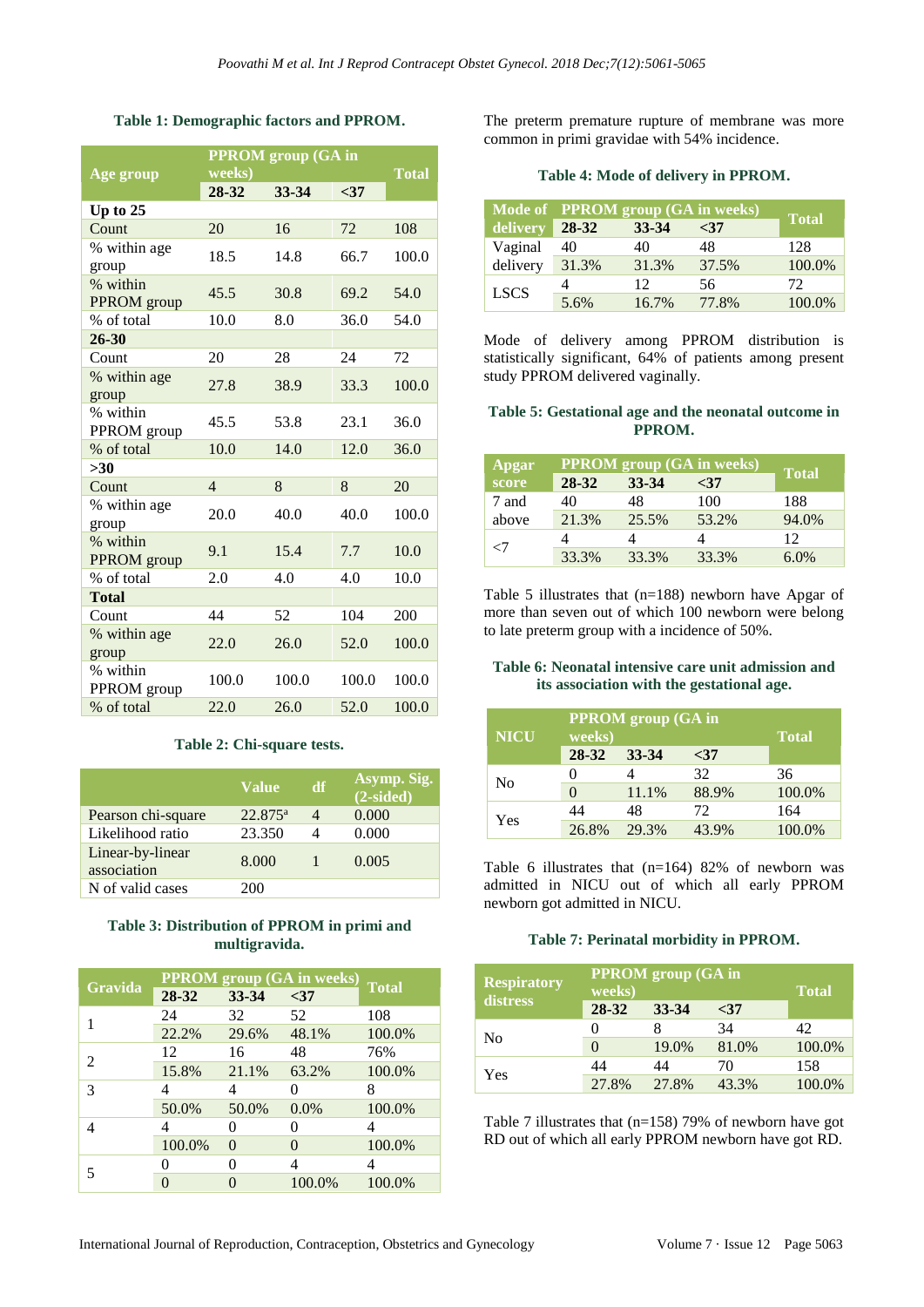**Table 1: Demographic factors and PPROM.**

| Age group | PPROM group (GA in weeks) | | | Total |
|---|---|---|---|---|
| | 28-32 | 33-34 | <37 | |
| **Up to 25** | | | | |
| Count | 20 | 16 | 72 | 108 |
| % within age group | 18.5 | 14.8 | 66.7 | 100.0 |
| % within PPROM group | 45.5 | 30.8 | 69.2 | 54.0 |
| % of total | 10.0 | 8.0 | 36.0 | 54.0 |
| **26-30** | | | | |
| Count | 20 | 28 | 24 | 72 |
| % within age group | 27.8 | 38.9 | 33.3 | 100.0 |
| % within PPROM group | 45.5 | 53.8 | 23.1 | 36.0 |
| % of total | 10.0 | 14.0 | 12.0 | 36.0 |
| **>30** | | | | |
| Count | 4 | 8 | 8 | 20 |
| % within age group | 20.0 | 40.0 | 40.0 | 100.0 |
| % within PPROM group | 9.1 | 15.4 | 7.7 | 10.0 |
| % of total | 2.0 | 4.0 | 4.0 | 10.0 |
| **Total** | | | | |
| Count | 44 | 52 | 104 | 200 |
| % within age group | 22.0 | 26.0 | 52.0 | 100.0 |
| % within PPROM group | 100.0 | 100.0 | 100.0 | 100.0 |
| % of total | 22.0 | 26.0 | 52.0 | 100.0 |

**Table 2: Chi-square tests.**

| | Value | df | Asymp. Sig. (2-sided) |
|---|---|---|---|
| Pearson chi-square | 22.875[a] | 4 | 0.000 |
| Likelihood ratio | 23.350 | 4 | 0.000 |
| Linear-by-linear association | 8.000 | 1 | 0.005 |
| N of valid cases | 200 | | |

**Table 3: Distribution of PPROM in primi and multigravida.**

| Gravida | PPROM group (GA in weeks) | | | Total |
|---|---|---|---|---|
| | 28-32 | 33-34 | <37 | |
| 1 | 24 | 32 | 52 | 108 |
| | 22.2% | 29.6% | 48.1% | 100.0% |
| 2 | 12 | 16 | 48 | 76% |
| | 15.8% | 21.1% | 63.2% | 100.0% |
| 3 | 4 | 4 | 0 | 8 |
| | 50.0% | 50.0% | 0.0% | 100.0% |
| 4 | 4 | 0 | 0 | 4 |
| | 100.0% | 0 | 0 | 100.0% |
| 5 | 0 | 0 | 4 | 4 |
| | 0 | 0 | 100.0% | 100.0% |

The preterm premature rupture of membrane was more common in primi gravidae with 54% incidence.

**Table 4: Mode of delivery in PPROM.**

| Mode of delivery | PPROM group (GA in weeks) | | | Total |
|---|---|---|---|---|
| | 28-32 | 33-34 | <37 | |
| Vaginal delivery | 40 | 40 | 48 | 128 |
| | 31.3% | 31.3% | 37.5% | 100.0% |
| LSCS | 4 | 12 | 56 | 72 |
| | 5.6% | 16.7% | 77.8% | 100.0% |

Mode of delivery among PPROM distribution is statistically significant, 64% of patients among present study PPROM delivered vaginally.

**Table 5: Gestational age and the neonatal outcome in PPROM.**

| Apgar score | PPROM group (GA in weeks) | | | Total |
|---|---|---|---|---|
| | 28-32 | 33-34 | <37 | |
| 7 and above | 40 | 48 | 100 | 188 |
| | 21.3% | 25.5% | 53.2% | 94.0% |
| <7 | 4 | 4 | 4 | 12 |
| | 33.3% | 33.3% | 33.3% | 6.0% |

Table 5 illustrates that (n=188) newborn have Apgar of more than seven out of which 100 newborn were belong to late preterm group with a incidence of 50%.

**Table 6: Neonatal intensive care unit admission and its association with the gestational age.**

| NICU | PPROM group (GA in weeks) | | | Total |
|---|---|---|---|---|
| | 28-32 | 33-34 | <37 | |
| No | 0 | 4 | 32 | 36 |
| | 0 | 11.1% | 88.9% | 100.0% |
| Yes | 44 | 48 | 72 | 164 |
| | 26.8% | 29.3% | 43.9% | 100.0% |

Table 6 illustrates that (n=164) 82% of newborn was admitted in NICU out of which all early PPROM newborn got admitted in NICU.

**Table 7: Perinatal morbidity in PPROM.**

| Respiratory distress | PPROM group (GA in weeks) | | | Total |
|---|---|---|---|---|
| | 28-32 | 33-34 | <37 | |
| No | 0 | 8 | 34 | 42 |
| | 0 | 19.0% | 81.0% | 100.0% |
| Yes | 44 | 44 | 70 | 158 |
| | 27.8% | 27.8% | 43.3% | 100.0% |

Table 7 illustrates that (n=158) 79% of newborn have got RD out of which all early PPROM newborn have got RD.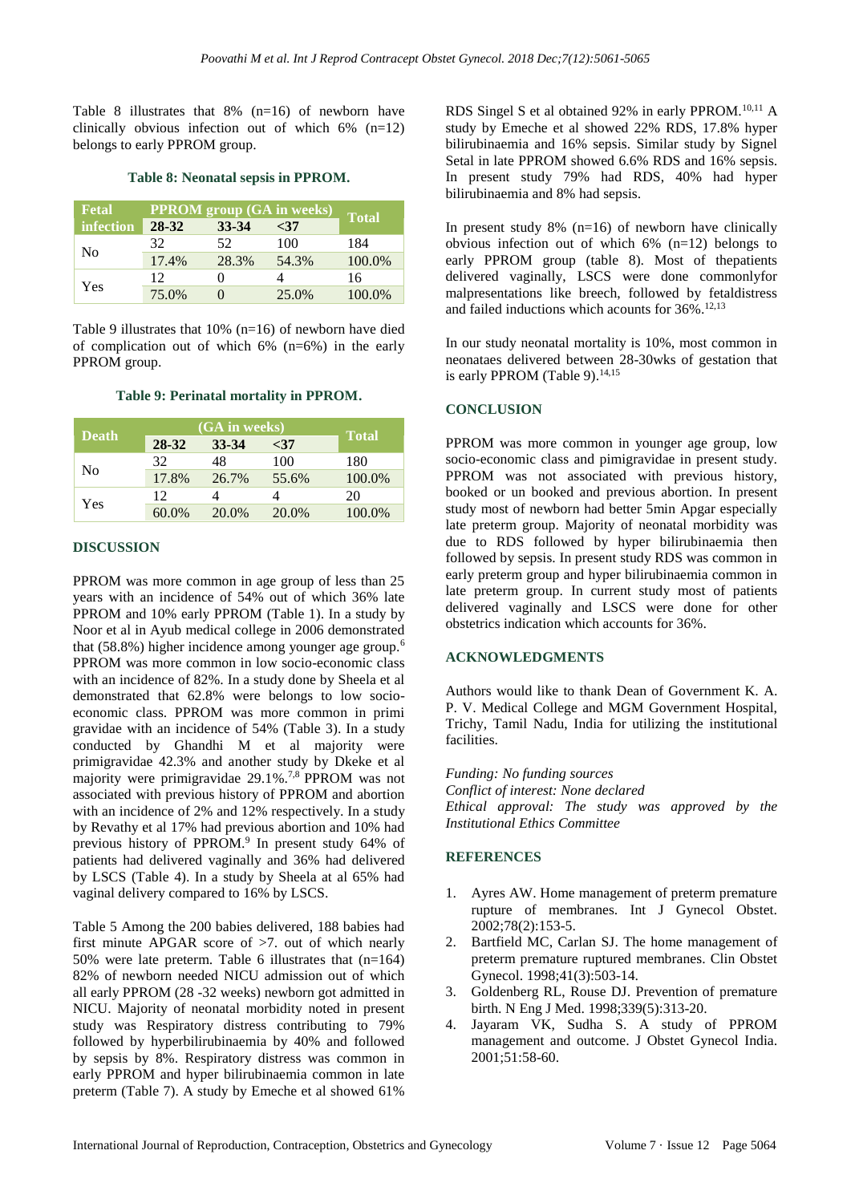Table 8 illustrates that 8% (n=16) of newborn have clinically obvious infection out of which 6% (n=12) belongs to early PPROM group.

**Table 8: Neonatal sepsis in PPROM.**

| Fetal infection | PPROM group (GA in weeks) | | | Total |
|---|---|---|---|---|
| | 28-32 | 33-34 | <37 | |
| No | 32 | 52 | 100 | 184 |
| | 17.4% | 28.3% | 54.3% | 100.0% |
| Yes | 12 | 0 | 4 | 16 |
| | 75.0% | 0 | 25.0% | 100.0% |

Table 9 illustrates that 10% (n=16) of newborn have died of complication out of which 6% (n=6%) in the early PPROM group.

**Table 9: Perinatal mortality in PPROM.**

| Death | (GA in weeks) | | | Total |
|---|---|---|---|---|
| | 28-32 | 33-34 | <37 | |
| No | 32 | 48 | 100 | 180 |
| | 17.8% | 26.7% | 55.6% | 100.0% |
| Yes | 12 | 4 | 4 | 20 |
| | 60.0% | 20.0% | 20.0% | 100.0% |

## DISCUSSION

PPROM was more common in age group of less than 25 years with an incidence of 54% out of which 36% late PPROM and 10% early PPROM (Table 1). In a study by Noor et al in Ayub medical college in 2006 demonstrated that (58.8%) higher incidence among younger age group.[6] PPROM was more common in low socio-economic class with an incidence of 82%. In a study done by Sheela et al demonstrated that 62.8% were belongs to low socio-economic class. PPROM was more common in primi gravidae with an incidence of 54% (Table 3). In a study conducted by Ghandhi M et al majority were primigravidae 42.3% and another study by Dkeke et al majority were primigravidae 29.1%.[7,8] PPROM was not associated with previous history of PPROM and abortion with an incidence of 2% and 12% respectively. In a study by Revathy et al 17% had previous abortion and 10% had previous history of PPROM.[9] In present study 64% of patients had delivered vaginally and 36% had delivered by LSCS (Table 4). In a study by Sheela at al 65% had vaginal delivery compared to 16% by LSCS.

Table 5 Among the 200 babies delivered, 188 babies had first minute APGAR score of >7. out of which nearly 50% were late preterm. Table 6 illustrates that (n=164) 82% of newborn needed NICU admission out of which all early PPROM (28 -32 weeks) newborn got admitted in NICU. Majority of neonatal morbidity noted in present study was Respiratory distress contributing to 79% followed by hyperbilirubinaemia by 40% and followed by sepsis by 8%. Respiratory distress was common in early PPROM and hyper bilirubinaemia common in late preterm (Table 7). A study by Emeche et al showed 61% RDS Singel S et al obtained 92% in early PPROM.[10,11] A study by Emeche et al showed 22% RDS, 17.8% hyper bilirubinaemia and 16% sepsis. Similar study by Signel Setal in late PPROM showed 6.6% RDS and 16% sepsis. In present study 79% had RDS, 40% had hyper bilirubinaemia and 8% had sepsis.

In present study 8% (n=16) of newborn have clinically obvious infection out of which 6% (n=12) belongs to early PPROM group (table 8). Most of thepatients delivered vaginally, LSCS were done commonlyfor malpresentations like breech, followed by fetaldistress and failed inductions which acounts for 36%.[12,13]

In our study neonatal mortality is 10%, most common in neonataes delivered between 28-30wks of gestation that is early PPROM (Table 9).[14,15]

## CONCLUSION

PPROM was more common in younger age group, low socio-economic class and pimigravidae in present study. PPROM was not associated with previous history, booked or un booked and previous abortion. In present study most of newborn had better 5min Apgar especially late preterm group. Majority of neonatal morbidity was due to RDS followed by hyper bilirubinaemia then followed by sepsis. In present study RDS was common in early preterm group and hyper bilirubinaemia common in late preterm group. In current study most of patients delivered vaginally and LSCS were done for other obstetrics indication which accounts for 36%.

## ACKNOWLEDGMENTS

Authors would like to thank Dean of Government K. A. P. V. Medical College and MGM Government Hospital, Trichy, Tamil Nadu, India for utilizing the institutional facilities.

*Funding: No funding sources*
*Conflict of interest: None declared*
*Ethical approval: The study was approved by the Institutional Ethics Committee*

## REFERENCES

1. Ayres AW. Home management of preterm premature rupture of membranes. Int J Gynecol Obstet. 2002;78(2):153-5.
2. Bartfield MC, Carlan SJ. The home management of preterm premature ruptured membranes. Clin Obstet Gynecol. 1998;41(3):503-14.
3. Goldenberg RL, Rouse DJ. Prevention of premature birth. N Eng J Med. 1998;339(5):313-20.
4. Jayaram VK, Sudha S. A study of PPROM management and outcome. J Obstet Gynecol India. 2001;51:58-60.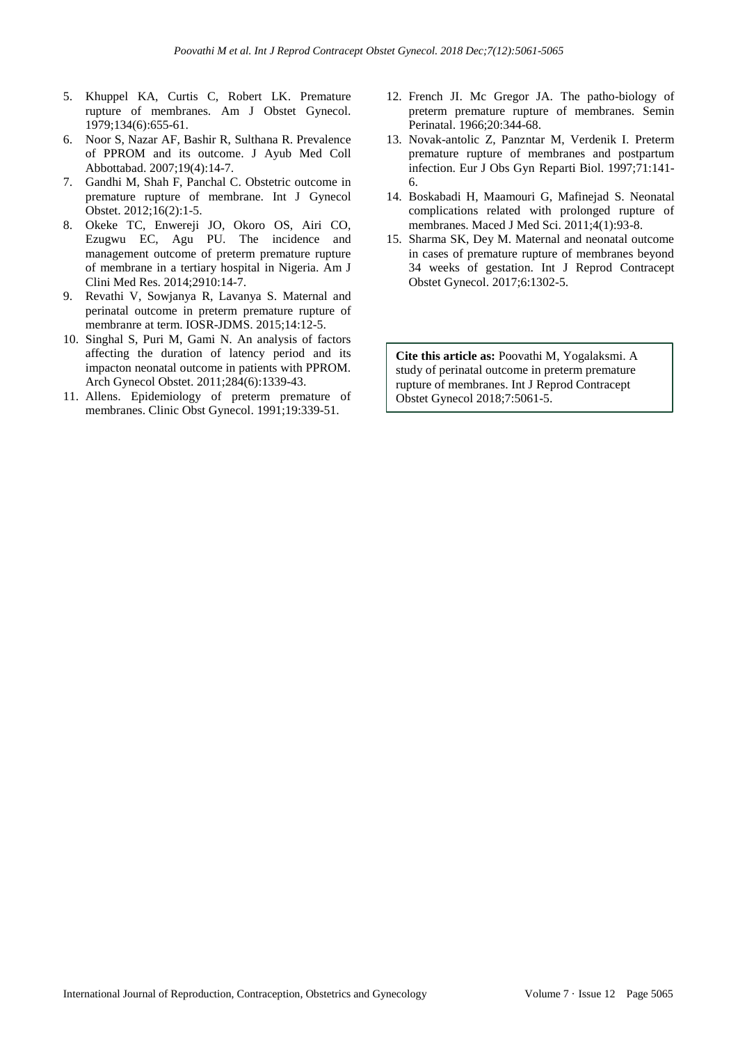5. Khuppel KA, Curtis C, Robert LK. Premature rupture of membranes. Am J Obstet Gynecol. 1979;134(6):655-61.
6. Noor S, Nazar AF, Bashir R, Sulthana R. Prevalence of PPROM and its outcome. J Ayub Med Coll Abbottabad. 2007;19(4):14-7.
7. Gandhi M, Shah F, Panchal C. Obstetric outcome in premature rupture of membrane. Int J Gynecol Obstet. 2012;16(2):1-5.
8. Okeke TC, Enwereji JO, Okoro OS, Airi CO, Ezugwu EC, Agu PU. The incidence and management outcome of preterm premature rupture of membrane in a tertiary hospital in Nigeria. Am J Clini Med Res. 2014;2910:14-7.
9. Revathi V, Sowjanya R, Lavanya S. Maternal and perinatal outcome in preterm premature rupture of membranre at term. IOSR-JDMS. 2015;14:12-5.
10. Singhal S, Puri M, Gami N. An analysis of factors affecting the duration of latency period and its impacton neonatal outcome in patients with PPROM. Arch Gynecol Obstet. 2011;284(6):1339-43.
11. Allens. Epidemiology of preterm premature of membranes. Clinic Obst Gynecol. 1991;19:339-51.
12. French JI. Mc Gregor JA. The patho-biology of preterm premature rupture of membranes. Semin Perinatal. 1966;20:344-68.
13. Novak-antolic Z, Panzntar M, Verdenik I. Preterm premature rupture of membranes and postpartum infection. Eur J Obs Gyn Reparti Biol. 1997;71:141-6.
14. Boskabadi H, Maamouri G, Mafinejad S. Neonatal complications related with prolonged rupture of membranes. Maced J Med Sci. 2011;4(1):93-8.
15. Sharma SK, Dey M. Maternal and neonatal outcome in cases of premature rupture of membranes beyond 34 weeks of gestation. Int J Reprod Contracept Obstet Gynecol. 2017;6:1302-5.

**Cite this article as:** Poovathi M, Yogalaksmi. A study of perinatal outcome in preterm premature rupture of membranes. Int J Reprod Contracept Obstet Gynecol 2018;7:5061-5.